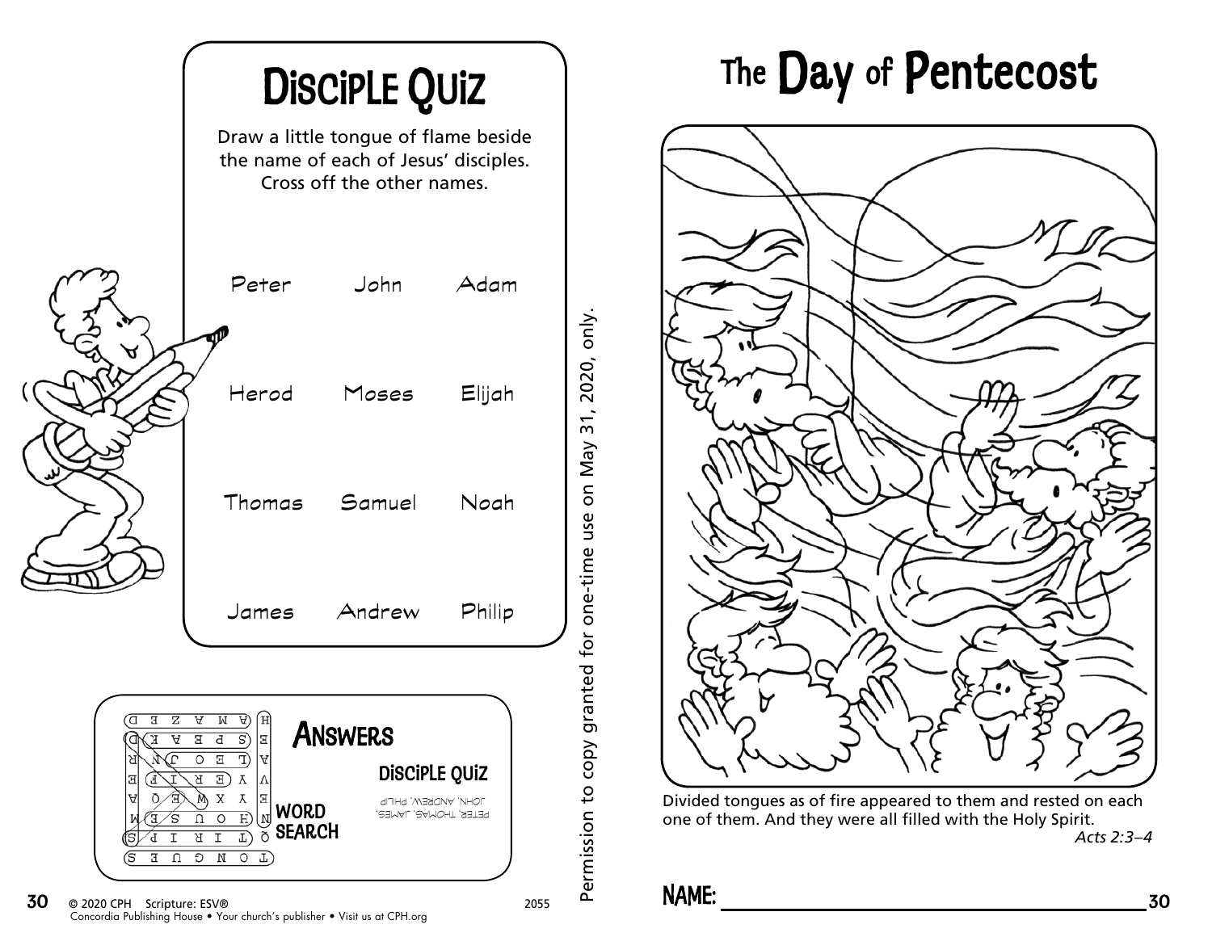# Disciple Quiz

Draw a little tongue of flame beside the name of each of Jesus' disciples. Cross off the other names.

| | | |
|---|---|---|
| Peter | John | Adam |
| Herod | Moses | Elijah |
| Thomas | Samuel | Noah |
| James | Andrew | Philip |

## Answers

### Word Search

### Disciple Quiz

PETER, THOMAS, JAMES, JOHN, ANDREW, PHILIP

© 2020 CPH Scripture: ESV®
Concordia Publishing House • Your church's publisher • Visit us at CPH.org

2055

Permission to copy granted for one-time use on May 31, 2020, only.

# The Day of Pentecost

Divided tongues as of fire appeared to them and rested on each one of them. And they were all filled with the Holy Spirit.
*Acts 2:3–4*

**NAME:** ______________________________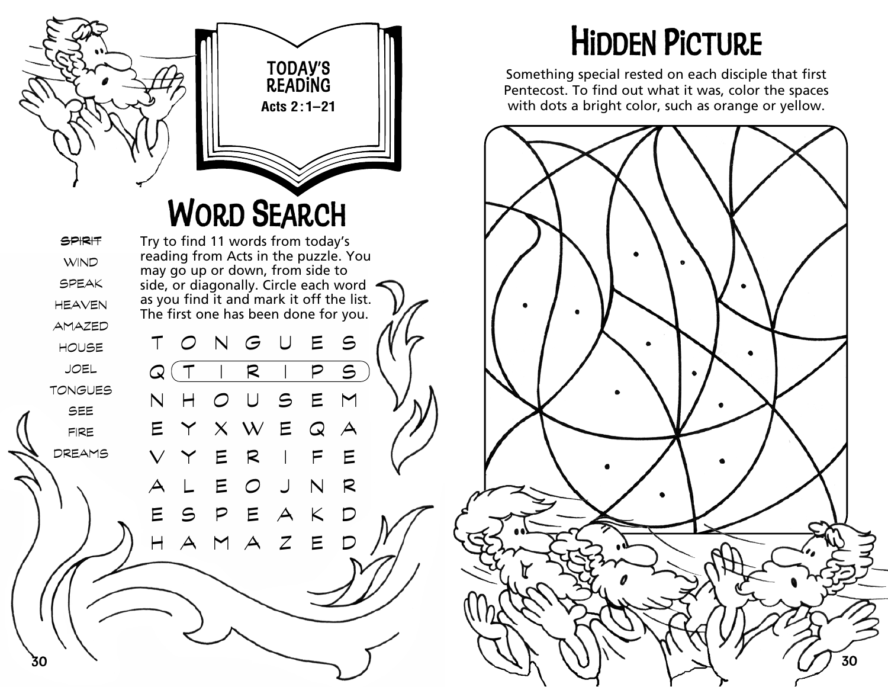## TODAY'S READING

**Acts 2:1–21**

# Word Search

Try to find 11 words from today's reading from Acts in the puzzle. You may go up or down, from side to side, or diagonally. Circle each word as you find it and mark it off the list. The first one has been done for you.

- ~~SPIRIT~~
- WIND
- SPEAK
- HEAVEN
- AMAZED
- HOUSE
- JOEL
- TONGUES
- SEE
- FIRE
- DREAMS

| | | | | | | |
|---|---|---|---|---|---|---|
| T | O | N | G | U | E | S |
| Q | T | I | R | I | P | S |
| N | H | O | U | S | E | M |
| E | Y | X | W | E | Q | A |
| V | Y | E | R | I | F | E |
| A | L | E | O | J | N | R |
| E | S | P | E | A | K | D |
| H | A | M | A | Z | E | D |

# Hidden Picture

Something special rested on each disciple that first Pentecost. To find out what it was, color the spaces with dots a bright color, such as orange or yellow.